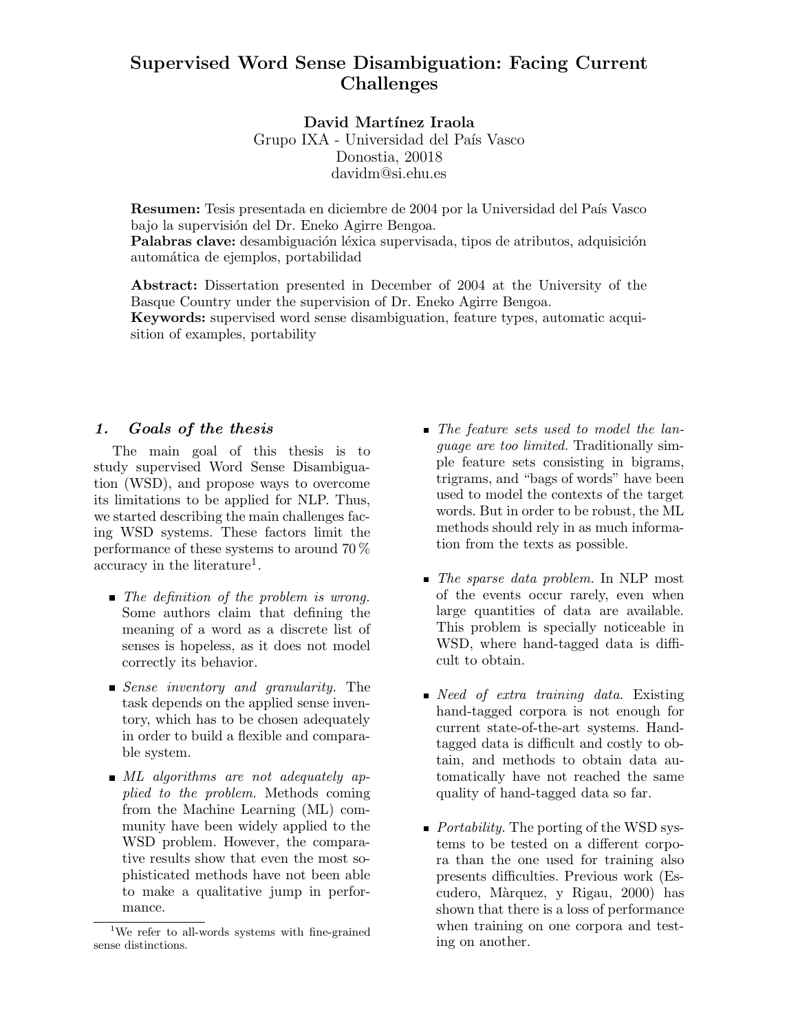# Supervised Word Sense Disambiguation: Facing Current Challenges

**David Martínez Iraola**
Grupo IXA - Universidad del País Vasco
Donostia, 20018
davidm@si.ehu.es

**Resumen:** Tesis presentada en diciembre de 2004 por la Universidad del País Vasco bajo la supervisión del Dr. Eneko Agirre Bengoa.
**Palabras clave:** desambiguación léxica supervisada, tipos de atributos, adquisición automática de ejemplos, portabilidad

**Abstract:** Dissertation presented in December of 2004 at the University of the Basque Country under the supervision of Dr. Eneko Agirre Bengoa.
**Keywords:** supervised word sense disambiguation, feature types, automatic acquisition of examples, portability

## 1. Goals of the thesis

The main goal of this thesis is to study supervised Word Sense Disambiguation (WSD), and propose ways to overcome its limitations to be applied for NLP. Thus, we started describing the main challenges facing WSD systems. These factors limit the performance of these systems to around 70 % accuracy in the literature[1].

- *The definition of the problem is wrong.* Some authors claim that defining the meaning of a word as a discrete list of senses is hopeless, as it does not model correctly its behavior.
- *Sense inventory and granularity.* The task depends on the applied sense inventory, which has to be chosen adequately in order to build a flexible and comparable system.
- *ML algorithms are not adequately applied to the problem.* Methods coming from the Machine Learning (ML) community have been widely applied to the WSD problem. However, the comparative results show that even the most sophisticated methods have not been able to make a qualitative jump in performance.
- *The feature sets used to model the language are too limited.* Traditionally simple feature sets consisting in bigrams, trigrams, and "bags of words" have been used to model the contexts of the target words. But in order to be robust, the ML methods should rely in as much information from the texts as possible.
- *The sparse data problem.* In NLP most of the events occur rarely, even when large quantities of data are available. This problem is specially noticeable in WSD, where hand-tagged data is difficult to obtain.
- *Need of extra training data.* Existing hand-tagged corpora is not enough for current state-of-the-art systems. Hand-tagged data is difficult and costly to obtain, and methods to obtain data automatically have not reached the same quality of hand-tagged data so far.
- *Portability.* The porting of the WSD systems to be tested on a different corpora than the one used for training also presents difficulties. Previous work (Escudero, Màrquez, y Rigau, 2000) has shown that there is a loss of performance when training on one corpora and testing on another.

[1] We refer to all-words systems with fine-grained sense distinctions.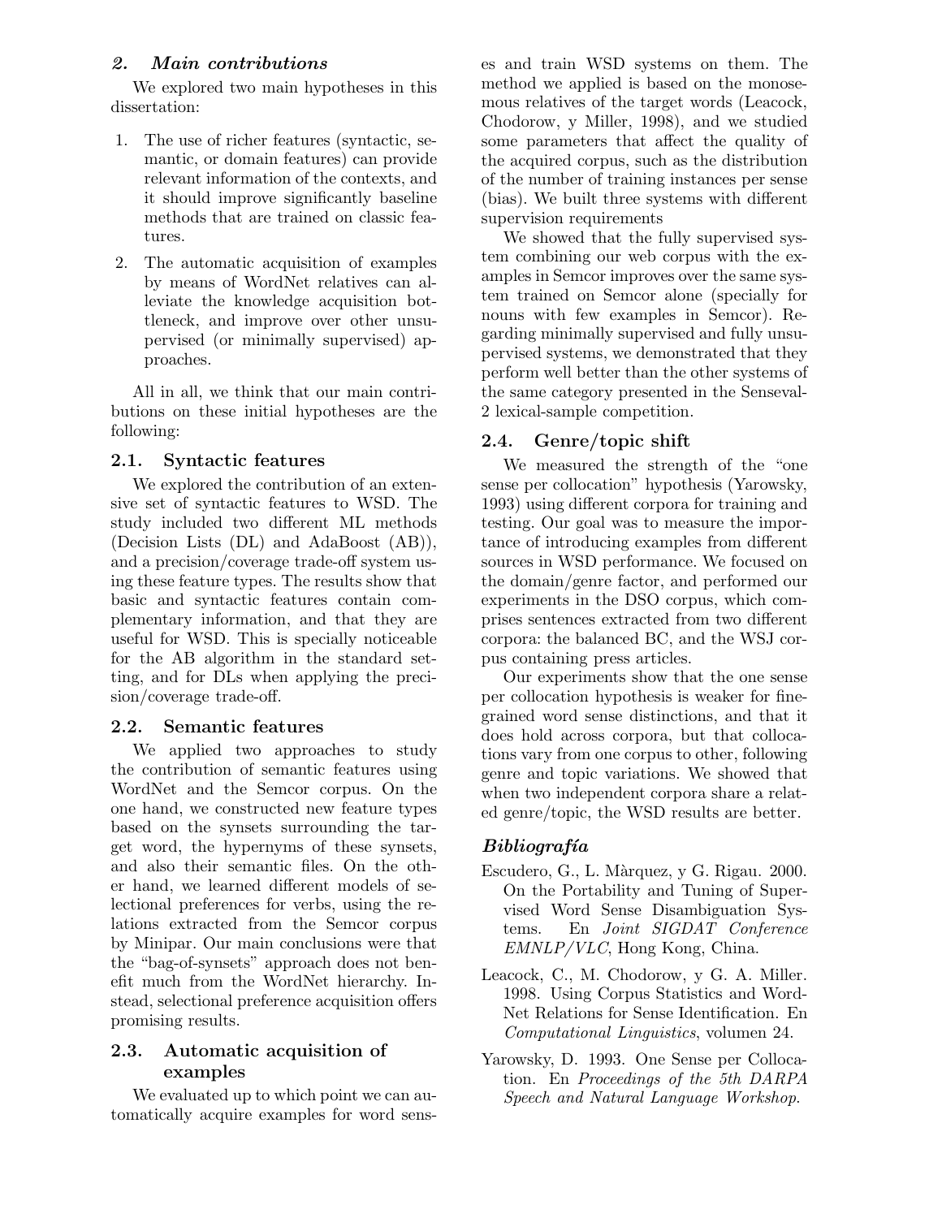## 2. *Main contributions*

We explored two main hypotheses in this dissertation:

1. The use of richer features (syntactic, semantic, or domain features) can provide relevant information of the contexts, and it should improve significantly baseline methods that are trained on classic features.
2. The automatic acquisition of examples by means of WordNet relatives can alleviate the knowledge acquisition bottleneck, and improve over other unsupervised (or minimally supervised) approaches.

All in all, we think that our main contributions on these initial hypotheses are the following:

### 2.1. Syntactic features

We explored the contribution of an extensive set of syntactic features to WSD. The study included two different ML methods (Decision Lists (DL) and AdaBoost (AB)), and a precision/coverage trade-off system using these feature types. The results show that basic and syntactic features contain complementary information, and that they are useful for WSD. This is specially noticeable for the AB algorithm in the standard setting, and for DLs when applying the precision/coverage trade-off.

### 2.2. Semantic features

We applied two approaches to study the contribution of semantic features using WordNet and the Semcor corpus. On the one hand, we constructed new feature types based on the synsets surrounding the target word, the hypernyms of these synsets, and also their semantic files. On the other hand, we learned different models of selectional preferences for verbs, using the relations extracted from the Semcor corpus by Minipar. Our main conclusions were that the "bag-of-synsets" approach does not benefit much from the WordNet hierarchy. Instead, selectional preference acquisition offers promising results.

### 2.3. Automatic acquisition of examples

We evaluated up to which point we can automatically acquire examples for word senses and train WSD systems on them. The method we applied is based on the monosemous relatives of the target words (Leacock, Chodorow, y Miller, 1998), and we studied some parameters that affect the quality of the acquired corpus, such as the distribution of the number of training instances per sense (bias). We built three systems with different supervision requirements

We showed that the fully supervised system combining our web corpus with the examples in Semcor improves over the same system trained on Semcor alone (specially for nouns with few examples in Semcor). Regarding minimally supervised and fully unsupervised systems, we demonstrated that they perform well better than the other systems of the same category presented in the Senseval-2 lexical-sample competition.

### 2.4. Genre/topic shift

We measured the strength of the "one sense per collocation" hypothesis (Yarowsky, 1993) using different corpora for training and testing. Our goal was to measure the importance of introducing examples from different sources in WSD performance. We focused on the domain/genre factor, and performed our experiments in the DSO corpus, which comprises sentences extracted from two different corpora: the balanced BC, and the WSJ corpus containing press articles.

Our experiments show that the one sense per collocation hypothesis is weaker for fine-grained word sense distinctions, and that it does hold across corpora, but that collocations vary from one corpus to other, following genre and topic variations. We showed that when two independent corpora share a related genre/topic, the WSD results are better.

## *Bibliografía*

Escudero, G., L. Màrquez, y G. Rigau. 2000. On the Portability and Tuning of Supervised Word Sense Disambiguation Systems. En *Joint SIGDAT Conference EMNLP/VLC*, Hong Kong, China.

Leacock, C., M. Chodorow, y G. A. Miller. 1998. Using Corpus Statistics and WordNet Relations for Sense Identification. En *Computational Linguistics*, volumen 24.

Yarowsky, D. 1993. One Sense per Collocation. En *Proceedings of the 5th DARPA Speech and Natural Language Workshop*.